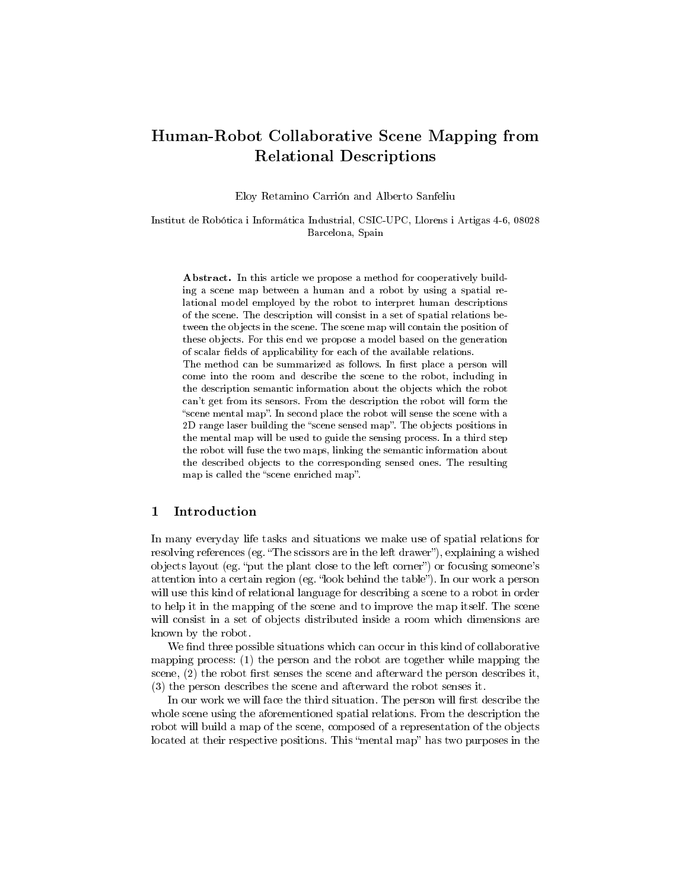# Human-Robot Collaborative Scene Mapping from Relational Descriptions

Eloy Retamino Carrión and Alberto Sanfeliu

Institut de Robótica i Informática Industrial, CSIC-UPC, Llorens i Artigas 4-6, 08028 Barcelona, Spain

**Abstract.** In this article we propose a method for cooperatively building a scene map between a human and a robot by using a spatial relational model employed by the robot to interpret human descriptions of the scene. The description will consist in a set of spatial relations between the objects in the scene. The scene map will contain the position of these objects. For this end we propose a model based on the generation of scalar fields of applicability for each of the available relations.
The method can be summarized as follows. In first place a person will come into the room and describe the scene to the robot, including in the description semantic information about the objects which the robot can't get from its sensors. From the description the robot will form the "scene mental map". In second place the robot will sense the scene with a 2D range laser building the "scene sensed map". The objects positions in the mental map will be used to guide the sensing process. In a third step the robot will fuse the two maps, linking the semantic information about the described objects to the corresponding sensed ones. The resulting map is called the "scene enriched map".

## 1 Introduction

In many everyday life tasks and situations we make use of spatial relations for resolving references (eg. "The scissors are in the left drawer"), explaining a wished objects layout (eg. "put the plant close to the left corner") or focusing someone's attention into a certain region (eg. "look behind the table"). In our work a person will use this kind of relational language for describing a scene to a robot in order to help it in the mapping of the scene and to improve the map itself. The scene will consist in a set of objects distributed inside a room which dimensions are known by the robot.

We find three possible situations which can occur in this kind of collaborative mapping process: (1) the person and the robot are together while mapping the scene, (2) the robot first senses the scene and afterward the person describes it, (3) the person describes the scene and afterward the robot senses it.

In our work we will face the third situation. The person will first describe the whole scene using the aforementioned spatial relations. From the description the robot will build a map of the scene, composed of a representation of the objects located at their respective positions. This "mental map" has two purposes in the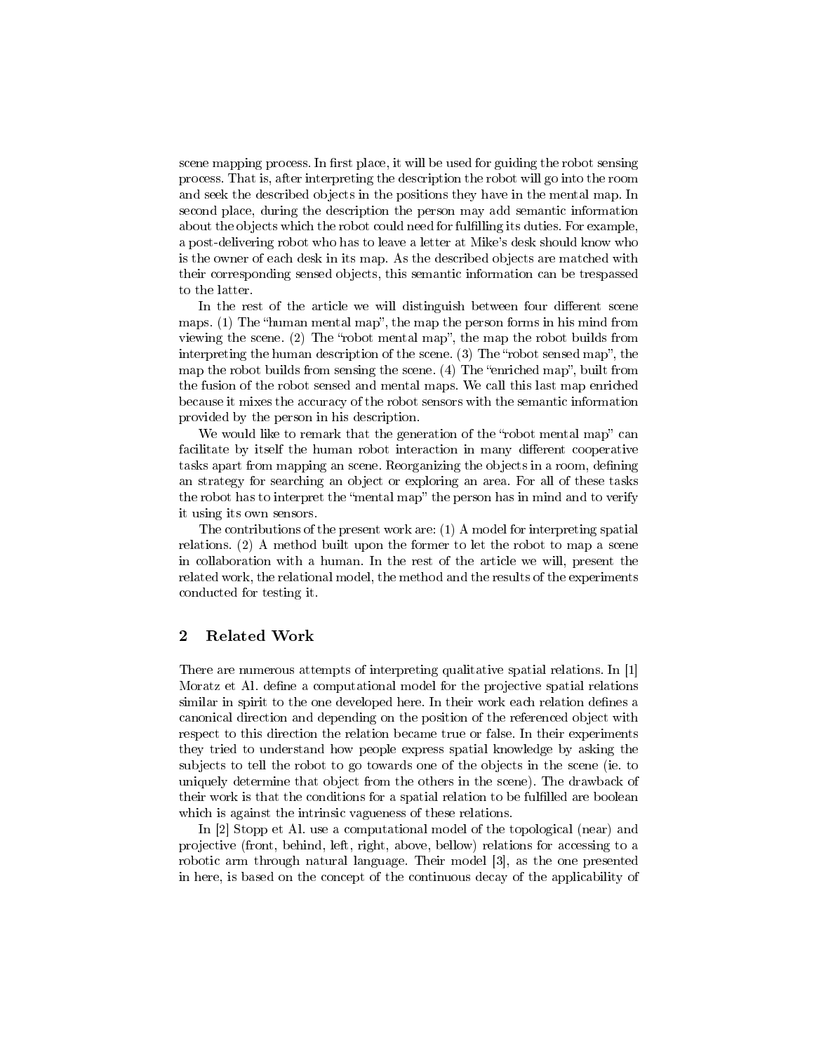scene mapping process. In first place, it will be used for guiding the robot sensing process. That is, after interpreting the description the robot will go into the room and seek the described objects in the positions they have in the mental map. In second place, during the description the person may add semantic information about the objects which the robot could need for fulfilling its duties. For example, a post-delivering robot who has to leave a letter at Mike's desk should know who is the owner of each desk in its map. As the described objects are matched with their corresponding sensed objects, this semantic information can be trespassed to the latter.

In the rest of the article we will distinguish between four different scene maps. (1) The "human mental map", the map the person forms in his mind from viewing the scene. (2) The "robot mental map", the map the robot builds from interpreting the human description of the scene. (3) The "robot sensed map", the map the robot builds from sensing the scene. (4) The "enriched map", built from the fusion of the robot sensed and mental maps. We call this last map enriched because it mixes the accuracy of the robot sensors with the semantic information provided by the person in his description.

We would like to remark that the generation of the "robot mental map" can facilitate by itself the human robot interaction in many different cooperative tasks apart from mapping an scene. Reorganizing the objects in a room, defining an strategy for searching an object or exploring an area. For all of these tasks the robot has to interpret the "mental map" the person has in mind and to verify it using its own sensors.

The contributions of the present work are: (1) A model for interpreting spatial relations. (2) A method built upon the former to let the robot to map a scene in collaboration with a human. In the rest of the article we will, present the related work, the relational model, the method and the results of the experiments conducted for testing it.

## 2 Related Work

There are numerous attempts of interpreting qualitative spatial relations. In [1] Moratz et Al. define a computational model for the projective spatial relations similar in spirit to the one developed here. In their work each relation defines a canonical direction and depending on the position of the referenced object with respect to this direction the relation became true or false. In their experiments they tried to understand how people express spatial knowledge by asking the subjects to tell the robot to go towards one of the objects in the scene (ie. to uniquely determine that object from the others in the scene). The drawback of their work is that the conditions for a spatial relation to be fulfilled are boolean which is against the intrinsic vagueness of these relations.

In [2] Stopp et Al. use a computational model of the topological (near) and projective (front, behind, left, right, above, bellow) relations for accessing to a robotic arm through natural language. Their model [3], as the one presented in here, is based on the concept of the continuous decay of the applicability of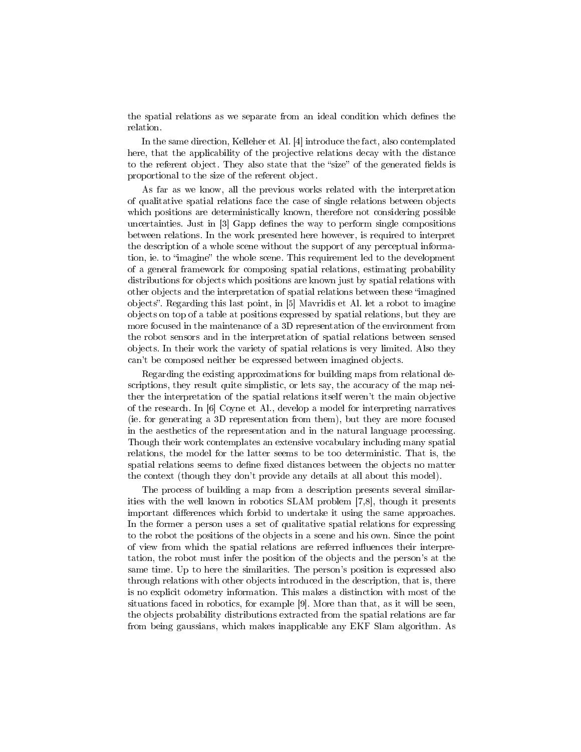the spatial relations as we separate from an ideal condition which defines the relation.

In the same direction, Kelleher et Al. [4] introduce the fact, also contemplated here, that the applicability of the projective relations decay with the distance to the referent object. They also state that the "size" of the generated fields is proportional to the size of the referent object.

As far as we know, all the previous works related with the interpretation of qualitative spatial relations face the case of single relations between objects which positions are deterministically known, therefore not considering possible uncertainties. Just in [3] Gapp defines the way to perform single compositions between relations. In the work presented here however, is required to interpret the description of a whole scene without the support of any perceptual information, ie. to "imagine" the whole scene. This requirement led to the development of a general framework for composing spatial relations, estimating probability distributions for objects which positions are known just by spatial relations with other objects and the interpretation of spatial relations between these "imagined objects". Regarding this last point, in [5] Mavridis et Al. let a robot to imagine objects on top of a table at positions expressed by spatial relations, but they are more focused in the maintenance of a 3D representation of the environment from the robot sensors and in the interpretation of spatial relations between sensed objects. In their work the variety of spatial relations is very limited. Also they can't be composed neither be expressed between imagined objects.

Regarding the existing approximations for building maps from relational descriptions, they result quite simplistic, or lets say, the accuracy of the map neither the interpretation of the spatial relations itself weren't the main objective of the research. In [6] Coyne et Al., develop a model for interpreting narratives (ie. for generating a 3D representation from them), but they are more focused in the aesthetics of the representation and in the natural language processing. Though their work contemplates an extensive vocabulary including many spatial relations, the model for the latter seems to be too deterministic. That is, the spatial relations seems to define fixed distances between the objects no matter the context (though they don't provide any details at all about this model).

The process of building a map from a description presents several similarities with the well known in robotics SLAM problem [7,8], though it presents important differences which forbid to undertake it using the same approaches. In the former a person uses a set of qualitative spatial relations for expressing to the robot the positions of the objects in a scene and his own. Since the point of view from which the spatial relations are referred influences their interpretation, the robot must infer the position of the objects and the person's at the same time. Up to here the similarities. The person's position is expressed also through relations with other objects introduced in the description, that is, there is no explicit odometry information. This makes a distinction with most of the situations faced in robotics, for example [9]. More than that, as it will be seen, the objects probability distributions extracted from the spatial relations are far from being gaussians, which makes inapplicable any EKF Slam algorithm. As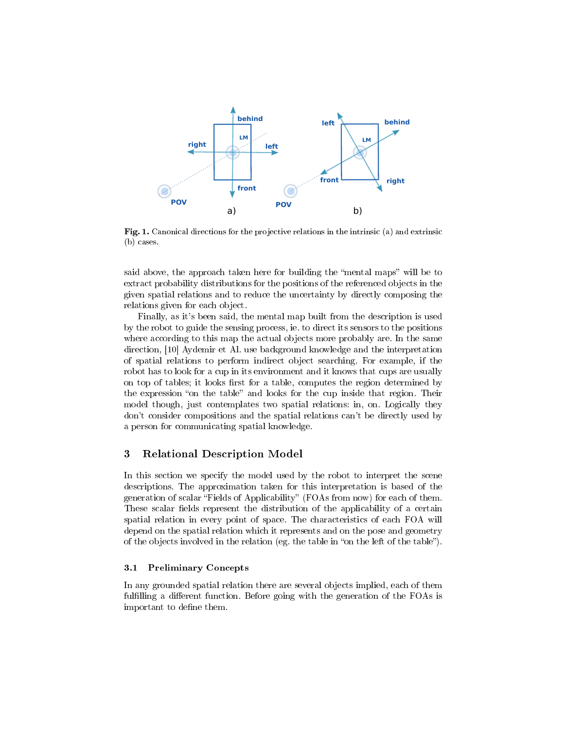behind

LM

right

left

front

POV

a)

left

behind

LM

front

right

POV

b)

**Fig. 1.** Canonical directions for the projective relations in the intrinsic (a) and extrinsic (b) cases.

said above, the approach taken here for building the "mental maps" will be to extract probability distributions for the positions of the referenced objects in the given spatial relations and to reduce the uncertainty by directly composing the relations given for each object.

Finally, as it's been said, the mental map built from the description is used by the robot to guide the sensing process, ie. to direct its sensors to the positions where according to this map the actual objects more probably are. In the same direction, [10] Aydemir et Al. use background knowledge and the interpretation of spatial relations to perform indirect object searching. For example, if the robot has to look for a cup in its environment and it knows that cups are usually on top of tables; it looks first for a table, computes the region determined by the expression "on the table" and looks for the cup inside that region. Their model though, just contemplates two spatial relations: in, on. Logically they don't consider compositions and the spatial relations can't be directly used by a person for communicating spatial knowledge.

## 3 Relational Description Model

In this section we specify the model used by the robot to interpret the scene descriptions. The approximation taken for this interpretation is based of the generation of scalar "Fields of Applicability" (FOAs from now) for each of them. These scalar fields represent the distribution of the applicability of a certain spatial relation in every point of space. The characteristics of each FOA will depend on the spatial relation which it represents and on the pose and geometry of the objects involved in the relation (eg. the table in "on the left of the table").

### 3.1 Preliminary Concepts

In any grounded spatial relation there are several objects implied, each of them fulfilling a different function. Before going with the generation of the FOAs is important to define them.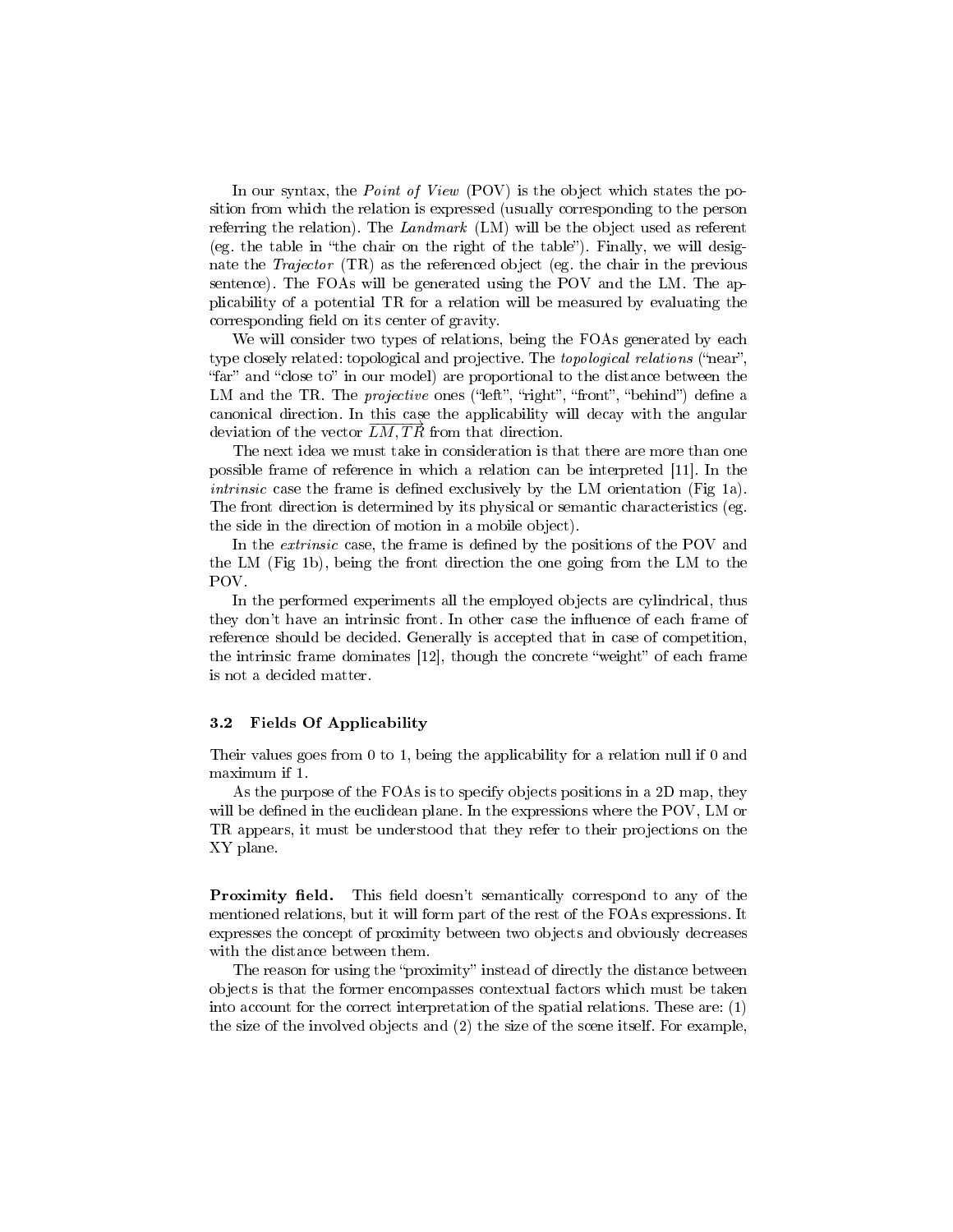In our syntax, the *Point of View* (POV) is the object which states the position from which the relation is expressed (usually corresponding to the person referring the relation). The *Landmark* (LM) will be the object used as referent (eg. the table in "the chair on the right of the table"). Finally, we will designate the *Trajector* (TR) as the referenced object (eg. the chair in the previous sentence). The FOAs will be generated using the POV and the LM. The applicability of a potential TR for a relation will be measured by evaluating the corresponding field on its center of gravity.

We will consider two types of relations, being the FOAs generated by each type closely related: topological and projective. The *topological relations* ("near", "far" and "close to" in our model) are proportional to the distance between the LM and the TR. The *projective* ones ("left", "right", "front", "behind") define a canonical direction. In this case the applicability will decay with the angular deviation of the vector $\overrightarrow{LM, TR}$ from that direction.

The next idea we must take in consideration is that there are more than one possible frame of reference in which a relation can be interpreted [11]. In the *intrinsic* case the frame is defined exclusively by the LM orientation (Fig 1a). The front direction is determined by its physical or semantic characteristics (eg. the side in the direction of motion in a mobile object).

In the *extrinsic* case, the frame is defined by the positions of the POV and the LM (Fig 1b), being the front direction the one going from the LM to the POV.

In the performed experiments all the employed objects are cylindrical, thus they don't have an intrinsic front. In other case the influence of each frame of reference should be decided. Generally is accepted that in case of competition, the intrinsic frame dominates [12], though the concrete "weight" of each frame is not a decided matter.

### 3.2 Fields Of Applicability

Their values goes from 0 to 1, being the applicability for a relation null if 0 and maximum if 1.

As the purpose of the FOAs is to specify objects positions in a 2D map, they will be defined in the euclidean plane. In the expressions where the POV, LM or TR appears, it must be understood that they refer to their projections on the XY plane.

**Proximity field.** This field doesn't semantically correspond to any of the mentioned relations, but it will form part of the rest of the FOAs expressions. It expresses the concept of proximity between two objects and obviously decreases with the distance between them.

The reason for using the "proximity" instead of directly the distance between objects is that the former encompasses contextual factors which must be taken into account for the correct interpretation of the spatial relations. These are: (1) the size of the involved objects and (2) the size of the scene itself. For example,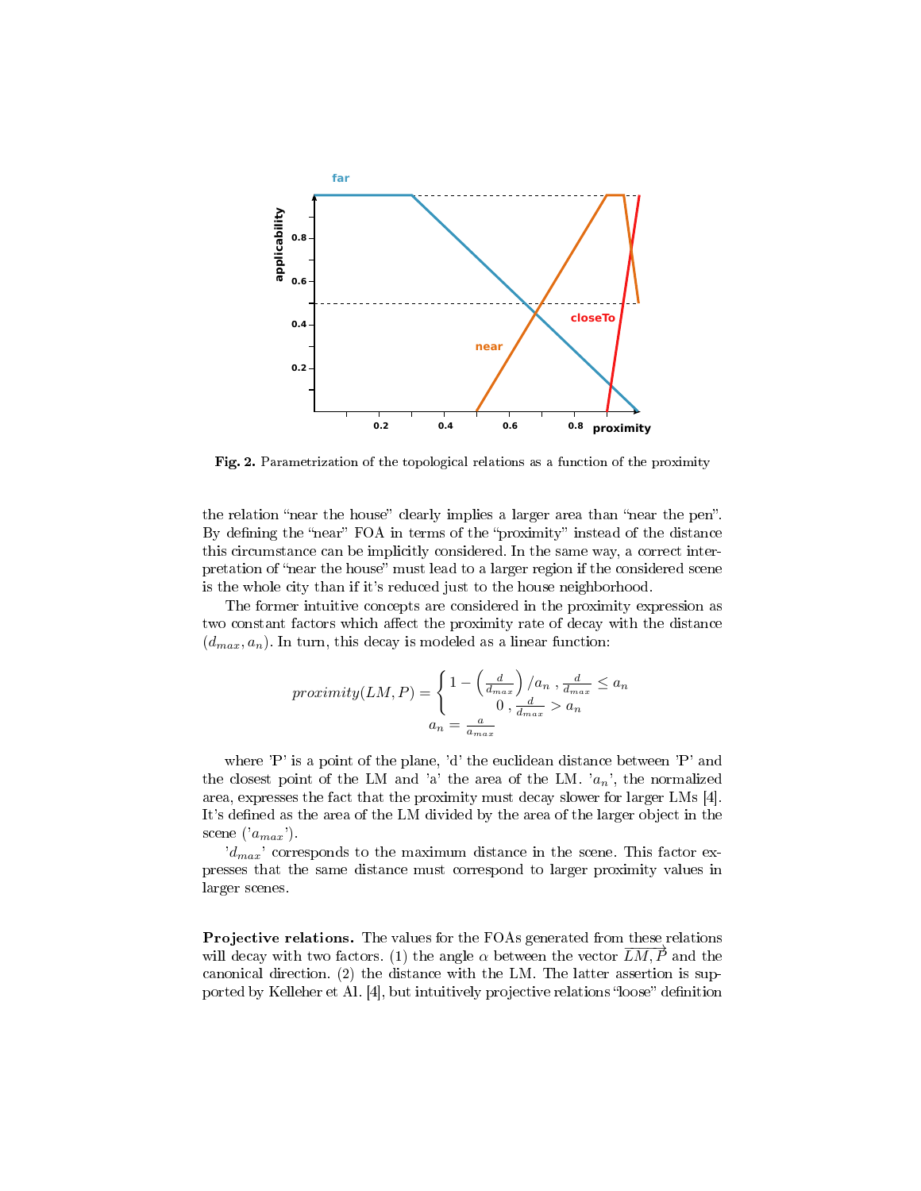**Fig. 2.** Parametrization of the topological relations as a function of the proximity

the relation "near the house" clearly implies a larger area than "near the pen". By defining the "near" FOA in terms of the "proximity" instead of the distance this circumstance can be implicitly considered. In the same way, a correct interpretation of "near the house" must lead to a larger region if the considered scene is the whole city than if it's reduced just to the house neighborhood.

The former intuitive concepts are considered in the proximity expression as two constant factors which affect the proximity rate of decay with the distance $(d_{max}, a_n)$. In turn, this decay is modeled as a linear function:

$$proximity(LM, P) = \begin{cases} 1 - \left(\frac{d}{d_{max}}\right)/a_n \ , \frac{d}{d_{max}} \leq a_n \\ 0 \ , \frac{d}{d_{max}} > a_n \end{cases}$$
$$a_n = \frac{a}{a_{max}}$$

where 'P' is a point of the plane, 'd' the euclidean distance between 'P' and the closest point of the LM and 'a' the area of the LM. '$a_n$', the normalized area, expresses the fact that the proximity must decay slower for larger LMs [4]. It's defined as the area of the LM divided by the area of the larger object in the scene ('$a_{max}$').

'$d_{max}$' corresponds to the maximum distance in the scene. This factor expresses that the same distance must correspond to larger proximity values in larger scenes.

**Projective relations.** The values for the FOAs generated from these relations will decay with two factors. (1) the angle $\alpha$ between the vector $\overrightarrow{LM, P}$ and the canonical direction. (2) the distance with the LM. The latter assertion is supported by Kelleher et Al. [4], but intuitively projective relations "loose" definition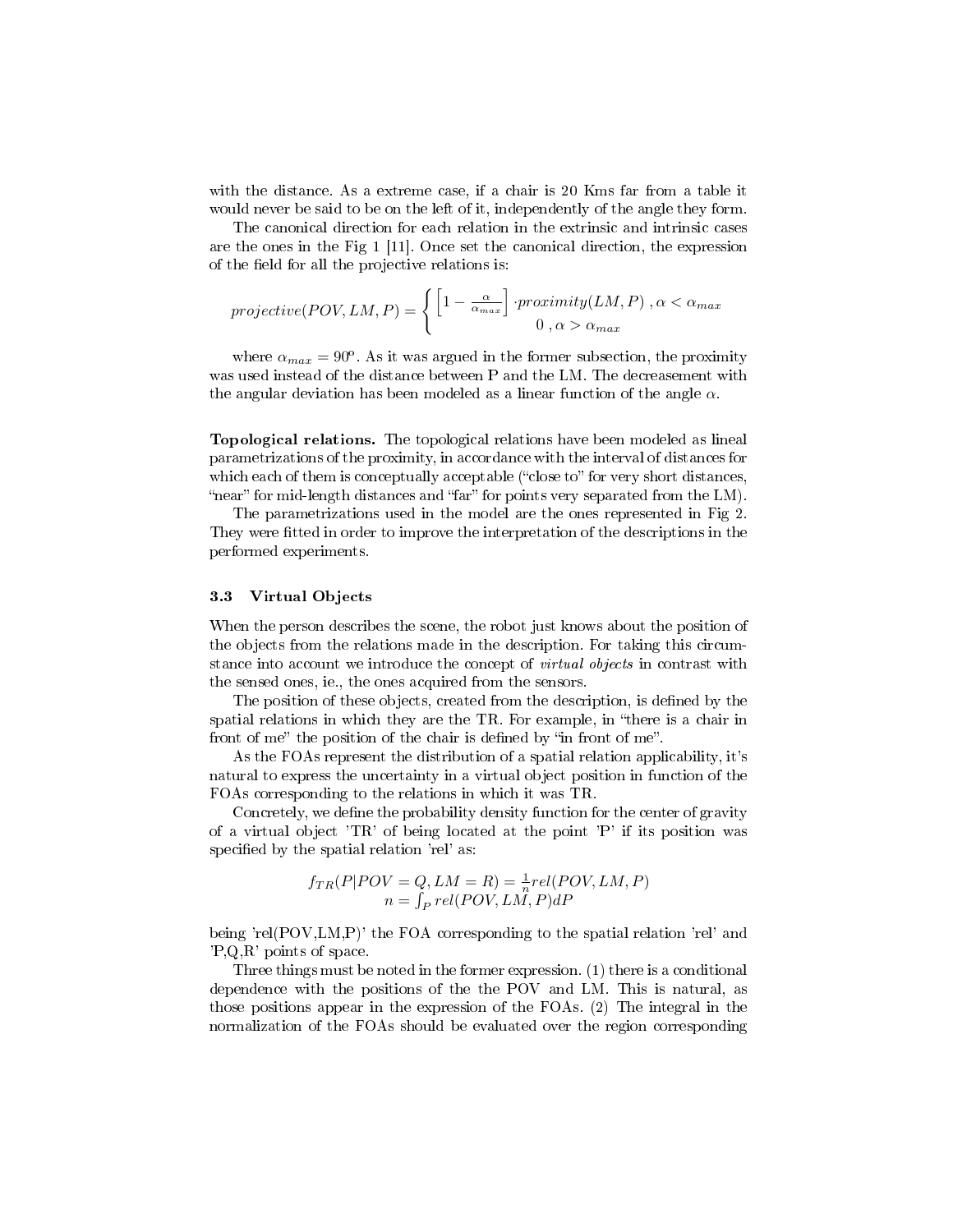with the distance. As a extreme case, if a chair is 20 Kms far from a table it would never be said to be on the left of it, independently of the angle they form.

The canonical direction for each relation in the extrinsic and intrinsic cases are the ones in the Fig 1 [11]. Once set the canonical direction, the expression of the field for all the projective relations is:

$$projective(POV, LM, P) = \begin{cases} \left[1 - \frac{\alpha}{\alpha_{max}}\right] \cdot proximity(LM, P) \ , \alpha < \alpha_{max} \\ 0 \ , \alpha > \alpha_{max} \end{cases}$$

where $\alpha_{max} = 90^o$. As it was argued in the former subsection, the proximity was used instead of the distance between P and the LM. The decreasement with the angular deviation has been modeled as a linear function of the angle $\alpha$.

**Topological relations.** The topological relations have been modeled as lineal parametrizations of the proximity, in accordance with the interval of distances for which each of them is conceptually acceptable ("close to" for very short distances, "near" for mid-length distances and "far" for points very separated from the LM).

The parametrizations used in the model are the ones represented in Fig 2. They were fitted in order to improve the interpretation of the descriptions in the performed experiments.

### 3.3 Virtual Objects

When the person describes the scene, the robot just knows about the position of the objects from the relations made in the description. For taking this circumstance into account we introduce the concept of *virtual objects* in contrast with the sensed ones, ie., the ones acquired from the sensors.

The position of these objects, created from the description, is defined by the spatial relations in which they are the TR. For example, in "there is a chair in front of me" the position of the chair is defined by "in front of me".

As the FOAs represent the distribution of a spatial relation applicability, it's natural to express the uncertainty in a virtual object position in function of the FOAs corresponding to the relations in which it was TR.

Concretely, we define the probability density function for the center of gravity of a virtual object 'TR' of being located at the point 'P' if its position was specified by the spatial relation 'rel' as:

$$f_{TR}(P|POV = Q, LM = R) = \frac{1}{n} rel(POV, LM, P)$$
$$n = \int_P rel(POV, LM, P) dP$$

being 'rel(POV,LM,P)' the FOA corresponding to the spatial relation 'rel' and 'P,Q,R' points of space.

Three things must be noted in the former expression. (1) there is a conditional dependence with the positions of the the POV and LM. This is natural, as those positions appear in the expression of the FOAs. (2) The integral in the normalization of the FOAs should be evaluated over the region corresponding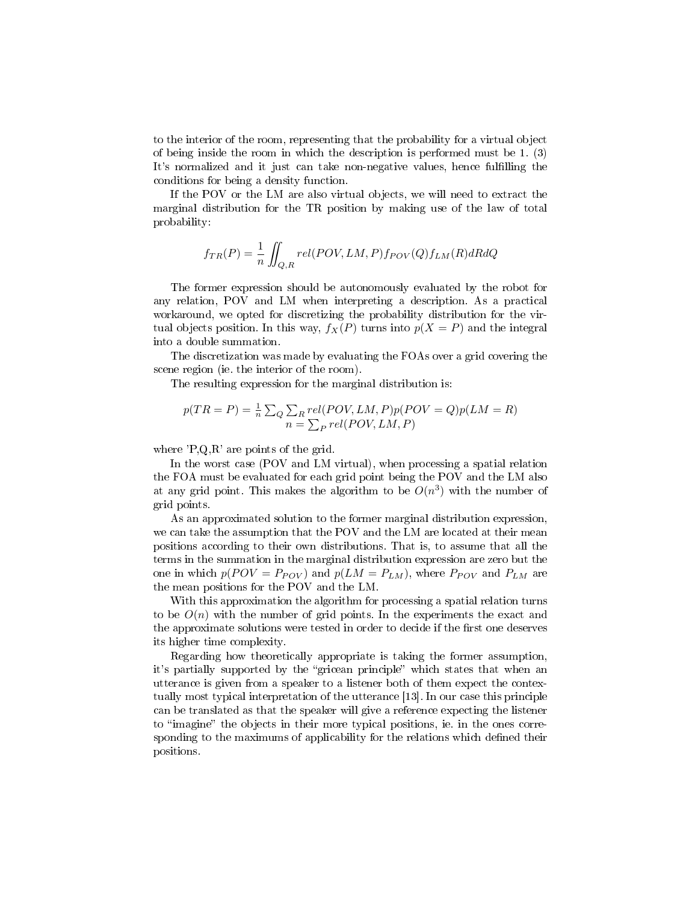to the interior of the room, representing that the probability for a virtual object of being inside the room in which the description is performed must be 1. (3) It's normalized and it just can take non-negative values, hence fulfilling the conditions for being a density function.

If the POV or the LM are also virtual objects, we will need to extract the marginal distribution for the TR position by making use of the law of total probability:

$$f_{TR}(P) = \frac{1}{n} \iint_{Q,R} rel(POV, LM, P) f_{POV}(Q) f_{LM}(R) dR dQ$$

The former expression should be autonomously evaluated by the robot for any relation, POV and LM when interpreting a description. As a practical workaround, we opted for discretizing the probability distribution for the virtual objects position. In this way, $f_X(P)$ turns into $p(X = P)$ and the integral into a double summation.

The discretization was made by evaluating the FOAs over a grid covering the scene region (ie. the interior of the room).

The resulting expression for the marginal distribution is:

$$p(TR = P) = \frac{1}{n} \sum_Q \sum_R rel(POV, LM, P) p(POV = Q) p(LM = R)$$
$$n = \sum_P rel(POV, LM, P)$$

where 'P,Q,R' are points of the grid.

In the worst case (POV and LM virtual), when processing a spatial relation the FOA must be evaluated for each grid point being the POV and the LM also at any grid point. This makes the algorithm to be $O(n^3)$ with the number of grid points.

As an approximated solution to the former marginal distribution expression, we can take the assumption that the POV and the LM are located at their mean positions according to their own distributions. That is, to assume that all the terms in the summation in the marginal distribution expression are zero but the one in which $p(POV = P_{POV})$ and $p(LM = P_{LM})$, where $P_{POV}$ and $P_{LM}$ are the mean positions for the POV and the LM.

With this approximation the algorithm for processing a spatial relation turns to be $O(n)$ with the number of grid points. In the experiments the exact and the approximate solutions were tested in order to decide if the first one deserves its higher time complexity.

Regarding how theoretically appropriate is taking the former assumption, it's partially supported by the "gricean principle" which states that when an utterance is given from a speaker to a listener both of them expect the contextually most typical interpretation of the utterance [13]. In our case this principle can be translated as that the speaker will give a reference expecting the listener to "imagine" the objects in their more typical positions, ie. in the ones corresponding to the maximums of applicability for the relations which defined their positions.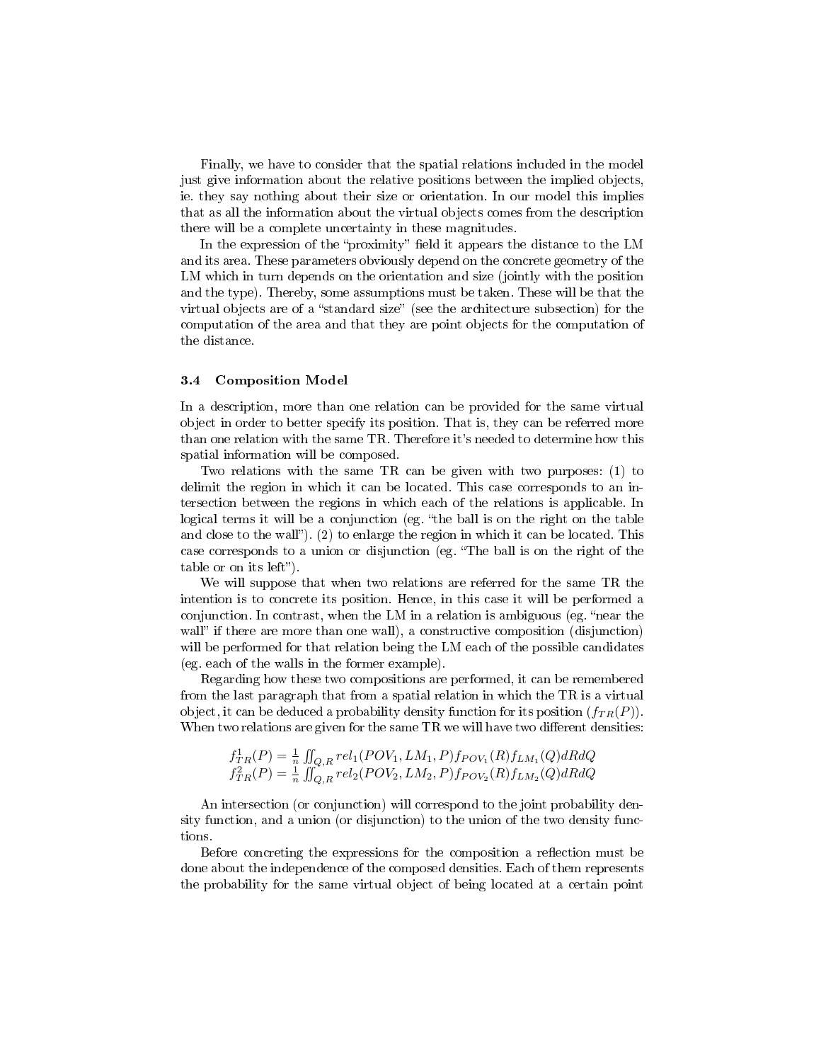Finally, we have to consider that the spatial relations included in the model just give information about the relative positions between the implied objects, ie. they say nothing about their size or orientation. In our model this implies that as all the information about the virtual objects comes from the description there will be a complete uncertainty in these magnitudes.

In the expression of the "proximity" field it appears the distance to the LM and its area. These parameters obviously depend on the concrete geometry of the LM which in turn depends on the orientation and size (jointly with the position and the type). Thereby, some assumptions must be taken. These will be that the virtual objects are of a "standard size" (see the architecture subsection) for the computation of the area and that they are point objects for the computation of the distance.

### 3.4 Composition Model

In a description, more than one relation can be provided for the same virtual object in order to better specify its position. That is, they can be referred more than one relation with the same TR. Therefore it's needed to determine how this spatial information will be composed.

Two relations with the same TR can be given with two purposes: (1) to delimit the region in which it can be located. This case corresponds to an intersection between the regions in which each of the relations is applicable. In logical terms it will be a conjunction (eg. "the ball is on the right on the table and close to the wall"). (2) to enlarge the region in which it can be located. This case corresponds to a union or disjunction (eg. "The ball is on the right of the table or on its left").

We will suppose that when two relations are referred for the same TR the intention is to concrete its position. Hence, in this case it will be performed a conjunction. In contrast, when the LM in a relation is ambiguous (eg. "near the wall" if there are more than one wall), a constructive composition (disjunction) will be performed for that relation being the LM each of the possible candidates (eg. each of the walls in the former example).

Regarding how these two compositions are performed, it can be remembered from the last paragraph that from a spatial relation in which the TR is a virtual object, it can be deduced a probability density function for its position ($f_{TR}(P)$). When two relations are given for the same TR we will have two different densities:

$$f^1_{TR}(P) = \frac{1}{n}\iint_{Q,R} rel_1(POV_1, LM_1, P) f_{POV_1}(R) f_{LM_1}(Q) dRdQ$$
$$f^2_{TR}(P) = \frac{1}{n}\iint_{Q,R} rel_2(POV_2, LM_2, P) f_{POV_2}(R) f_{LM_2}(Q) dRdQ$$

An intersection (or conjunction) will correspond to the joint probability density function, and a union (or disjunction) to the union of the two density functions.

Before concreting the expressions for the composition a reflection must be done about the independence of the composed densities. Each of them represents the probability for the same virtual object of being located at a certain point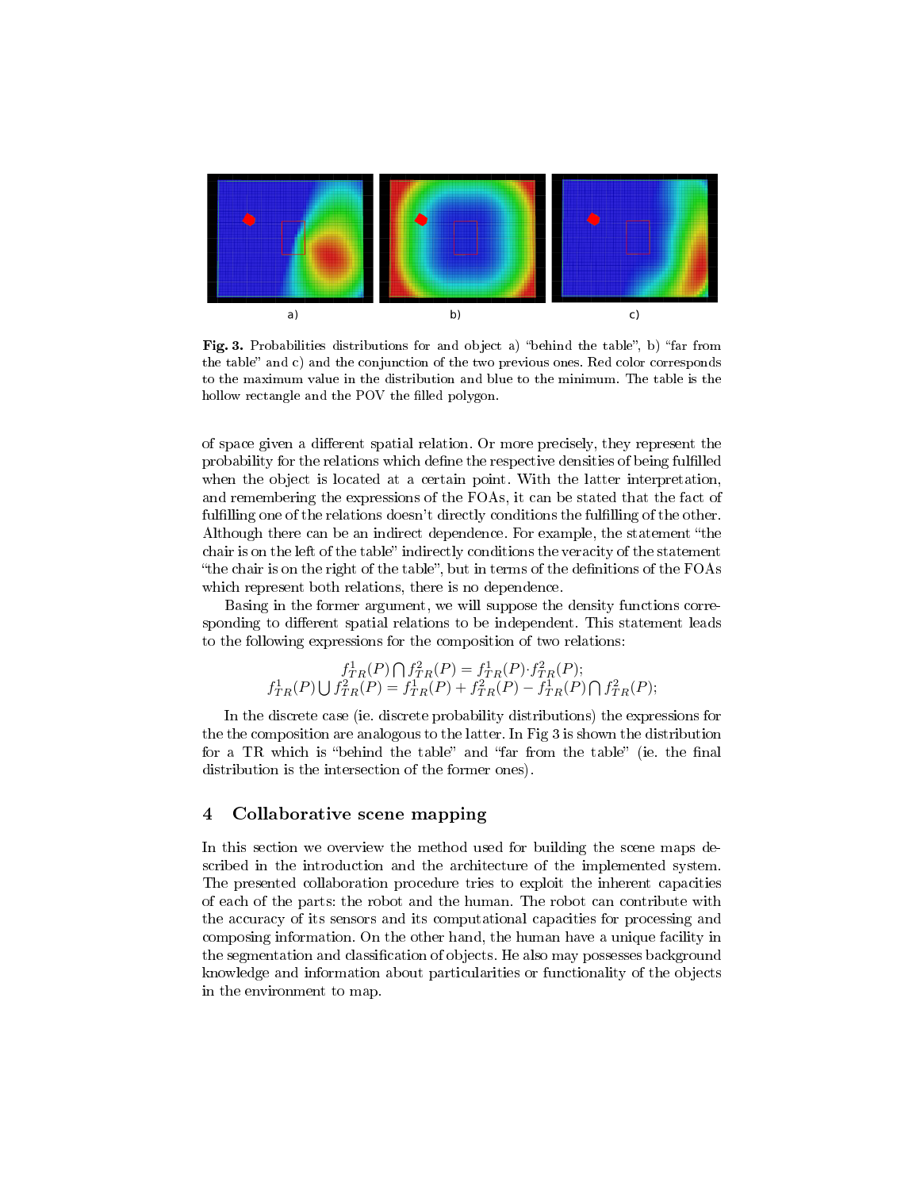a) b) c)

**Fig. 3.** Probabilities distributions for and object a) "behind the table", b) "far from the table" and c) and the conjunction of the two previous ones. Red color corresponds to the maximum value in the distribution and blue to the minimum. The table is the hollow rectangle and the POV the filled polygon.

of space given a different spatial relation. Or more precisely, they represent the probability for the relations which define the respective densities of being fulfilled when the object is located at a certain point. With the latter interpretation, and remembering the expressions of the FOAs, it can be stated that the fact of fulfilling one of the relations doesn't directly conditions the fulfilling of the other. Although there can be an indirect dependence. For example, the statement "the chair is on the left of the table" indirectly conditions the veracity of the statement "the chair is on the right of the table", but in terms of the definitions of the FOAs which represent both relations, there is no dependence.

Basing in the former argument, we will suppose the density functions corresponding to different spatial relations to be independent. This statement leads to the following expressions for the composition of two relations:

$$f^1_{TR}(P) \bigcap f^2_{TR}(P) = f^1_{TR}(P) \cdot f^2_{TR}(P);$$
$$f^1_{TR}(P) \bigcup f^2_{TR}(P) = f^1_{TR}(P) + f^2_{TR}(P) - f^1_{TR}(P) \bigcap f^2_{TR}(P);$$

In the discrete case (ie. discrete probability distributions) the expressions for the the composition are analogous to the latter. In Fig 3 is shown the distribution for a TR which is "behind the table" and "far from the table" (ie. the final distribution is the intersection of the former ones).

## 4 Collaborative scene mapping

In this section we overview the method used for building the scene maps described in the introduction and the architecture of the implemented system. The presented collaboration procedure tries to exploit the inherent capacities of each of the parts: the robot and the human. The robot can contribute with the accuracy of its sensors and its computational capacities for processing and composing information. On the other hand, the human have a unique facility in the segmentation and classification of objects. He also may possesses background knowledge and information about particularities or functionality of the objects in the environment to map.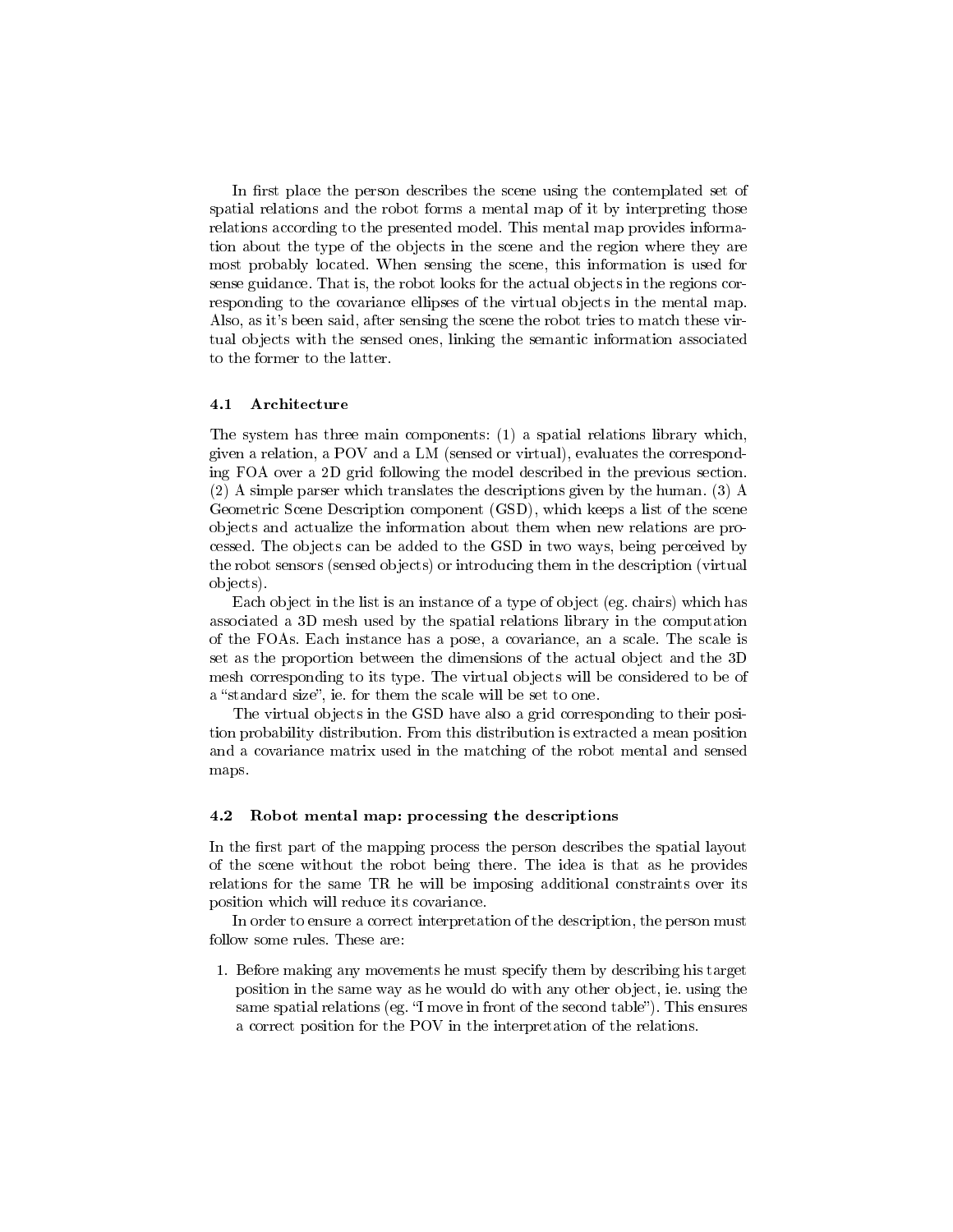In first place the person describes the scene using the contemplated set of spatial relations and the robot forms a mental map of it by interpreting those relations according to the presented model. This mental map provides information about the type of the objects in the scene and the region where they are most probably located. When sensing the scene, this information is used for sense guidance. That is, the robot looks for the actual objects in the regions corresponding to the covariance ellipses of the virtual objects in the mental map. Also, as it's been said, after sensing the scene the robot tries to match these virtual objects with the sensed ones, linking the semantic information associated to the former to the latter.

### 4.1 Architecture

The system has three main components: (1) a spatial relations library which, given a relation, a POV and a LM (sensed or virtual), evaluates the corresponding FOA over a 2D grid following the model described in the previous section. (2) A simple parser which translates the descriptions given by the human. (3) A Geometric Scene Description component (GSD), which keeps a list of the scene objects and actualize the information about them when new relations are processed. The objects can be added to the GSD in two ways, being perceived by the robot sensors (sensed objects) or introducing them in the description (virtual objects).

Each object in the list is an instance of a type of object (eg. chairs) which has associated a 3D mesh used by the spatial relations library in the computation of the FOAs. Each instance has a pose, a covariance, an a scale. The scale is set as the proportion between the dimensions of the actual object and the 3D mesh corresponding to its type. The virtual objects will be considered to be of a "standard size", ie. for them the scale will be set to one.

The virtual objects in the GSD have also a grid corresponding to their position probability distribution. From this distribution is extracted a mean position and a covariance matrix used in the matching of the robot mental and sensed maps.

### 4.2 Robot mental map: processing the descriptions

In the first part of the mapping process the person describes the spatial layout of the scene without the robot being there. The idea is that as he provides relations for the same TR he will be imposing additional constraints over its position which will reduce its covariance.

In order to ensure a correct interpretation of the description, the person must follow some rules. These are:

1. Before making any movements he must specify them by describing his target position in the same way as he would do with any other object, ie. using the same spatial relations (eg. "I move in front of the second table"). This ensures a correct position for the POV in the interpretation of the relations.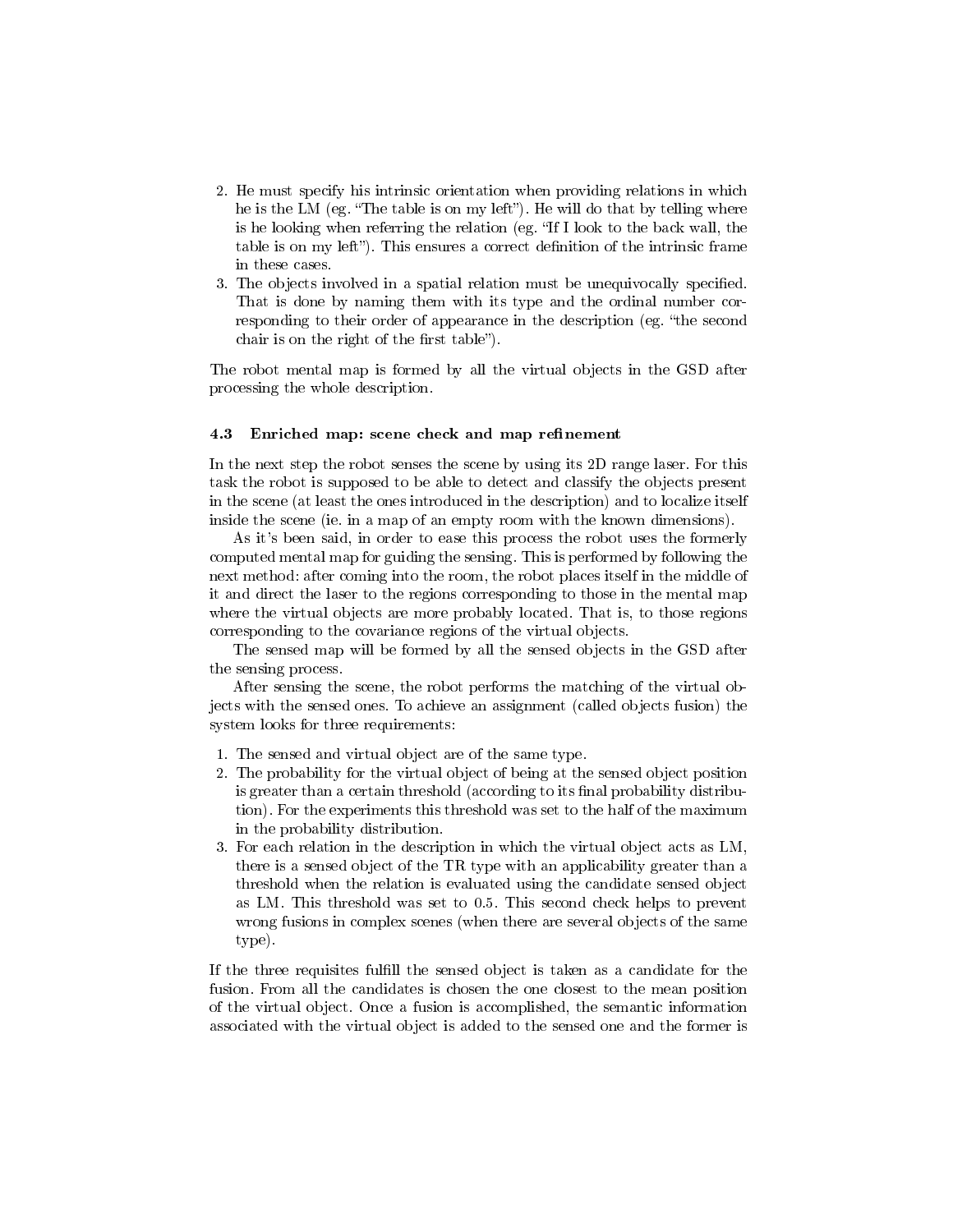2. He must specify his intrinsic orientation when providing relations in which he is the LM (eg. "The table is on my left"). He will do that by telling where is he looking when referring the relation (eg. "If I look to the back wall, the table is on my left"). This ensures a correct definition of the intrinsic frame in these cases.
3. The objects involved in a spatial relation must be unequivocally specified. That is done by naming them with its type and the ordinal number corresponding to their order of appearance in the description (eg. "the second chair is on the right of the first table").

The robot mental map is formed by all the virtual objects in the GSD after processing the whole description.

### 4.3 Enriched map: scene check and map refinement

In the next step the robot senses the scene by using its 2D range laser. For this task the robot is supposed to be able to detect and classify the objects present in the scene (at least the ones introduced in the description) and to localize itself inside the scene (ie. in a map of an empty room with the known dimensions).

As it's been said, in order to ease this process the robot uses the formerly computed mental map for guiding the sensing. This is performed by following the next method: after coming into the room, the robot places itself in the middle of it and direct the laser to the regions corresponding to those in the mental map where the virtual objects are more probably located. That is, to those regions corresponding to the covariance regions of the virtual objects.

The sensed map will be formed by all the sensed objects in the GSD after the sensing process.

After sensing the scene, the robot performs the matching of the virtual objects with the sensed ones. To achieve an assignment (called objects fusion) the system looks for three requirements:

1. The sensed and virtual object are of the same type.
2. The probability for the virtual object of being at the sensed object position is greater than a certain threshold (according to its final probability distribution). For the experiments this threshold was set to the half of the maximum in the probability distribution.
3. For each relation in the description in which the virtual object acts as LM, there is a sensed object of the TR type with an applicability greater than a threshold when the relation is evaluated using the candidate sensed object as LM. This threshold was set to 0.5. This second check helps to prevent wrong fusions in complex scenes (when there are several objects of the same type).

If the three requisites fulfill the sensed object is taken as a candidate for the fusion. From all the candidates is chosen the one closest to the mean position of the virtual object. Once a fusion is accomplished, the semantic information associated with the virtual object is added to the sensed one and the former is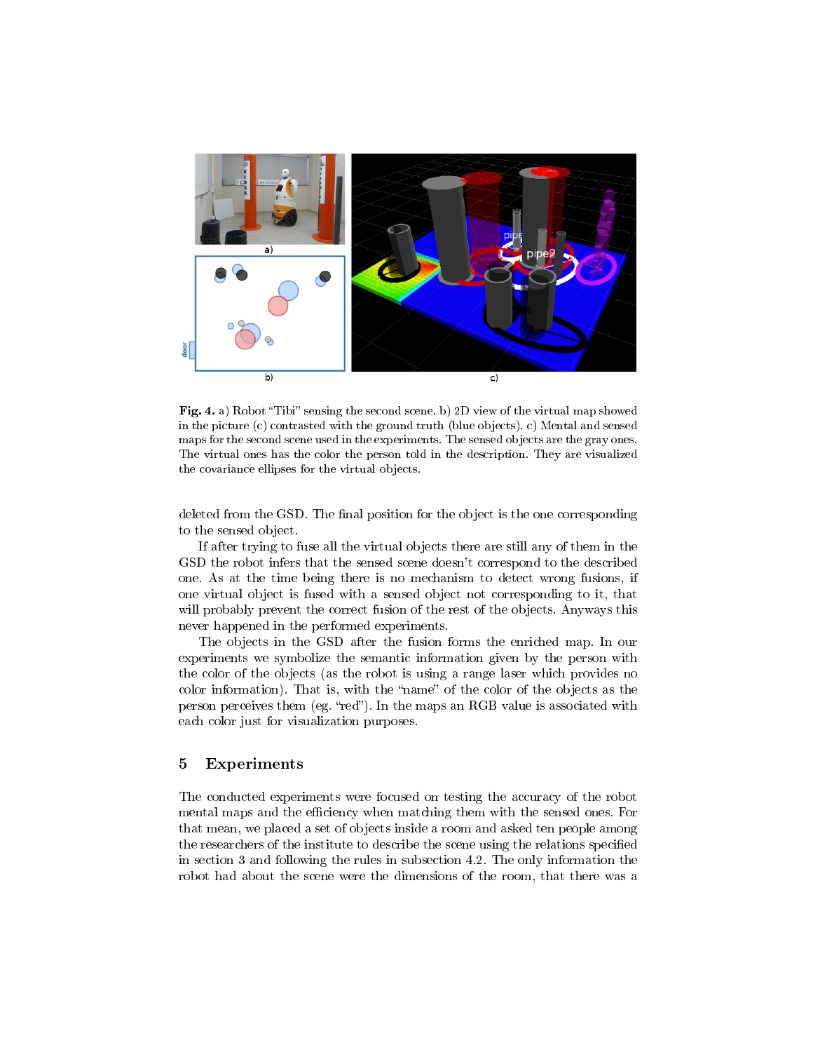a)

b)

c)

door

pipe

pipe2

**Fig. 4.** a) Robot "Tibi" sensing the second scene. b) 2D view of the virtual map showed in the picture (c) contrasted with the ground truth (blue objects). c) Mental and sensed maps for the second scene used in the experiments. The sensed objects are the gray ones. The virtual ones has the color the person told in the description. They are visualized the covariance ellipses for the virtual objects.

deleted from the GSD. The final position for the object is the one corresponding to the sensed object.

If after trying to fuse all the virtual objects there are still any of them in the GSD the robot infers that the sensed scene doesn't correspond to the described one. As at the time being there is no mechanism to detect wrong fusions, if one virtual object is fused with a sensed object not corresponding to it, that will probably prevent the correct fusion of the rest of the objects. Anyways this never happened in the performed experiments.

The objects in the GSD after the fusion forms the enriched map. In our experiments we symbolize the semantic information given by the person with the color of the objects (as the robot is using a range laser which provides no color information). That is, with the "name" of the color of the objects as the person perceives them (eg. "red"). In the maps an RGB value is associated with each color just for visualization purposes.

## 5 Experiments

The conducted experiments were focused on testing the accuracy of the robot mental maps and the efficiency when matching them with the sensed ones. For that mean, we placed a set of objects inside a room and asked ten people among the researchers of the institute to describe the scene using the relations specified in section 3 and following the rules in subsection 4.2. The only information the robot had about the scene were the dimensions of the room, that there was a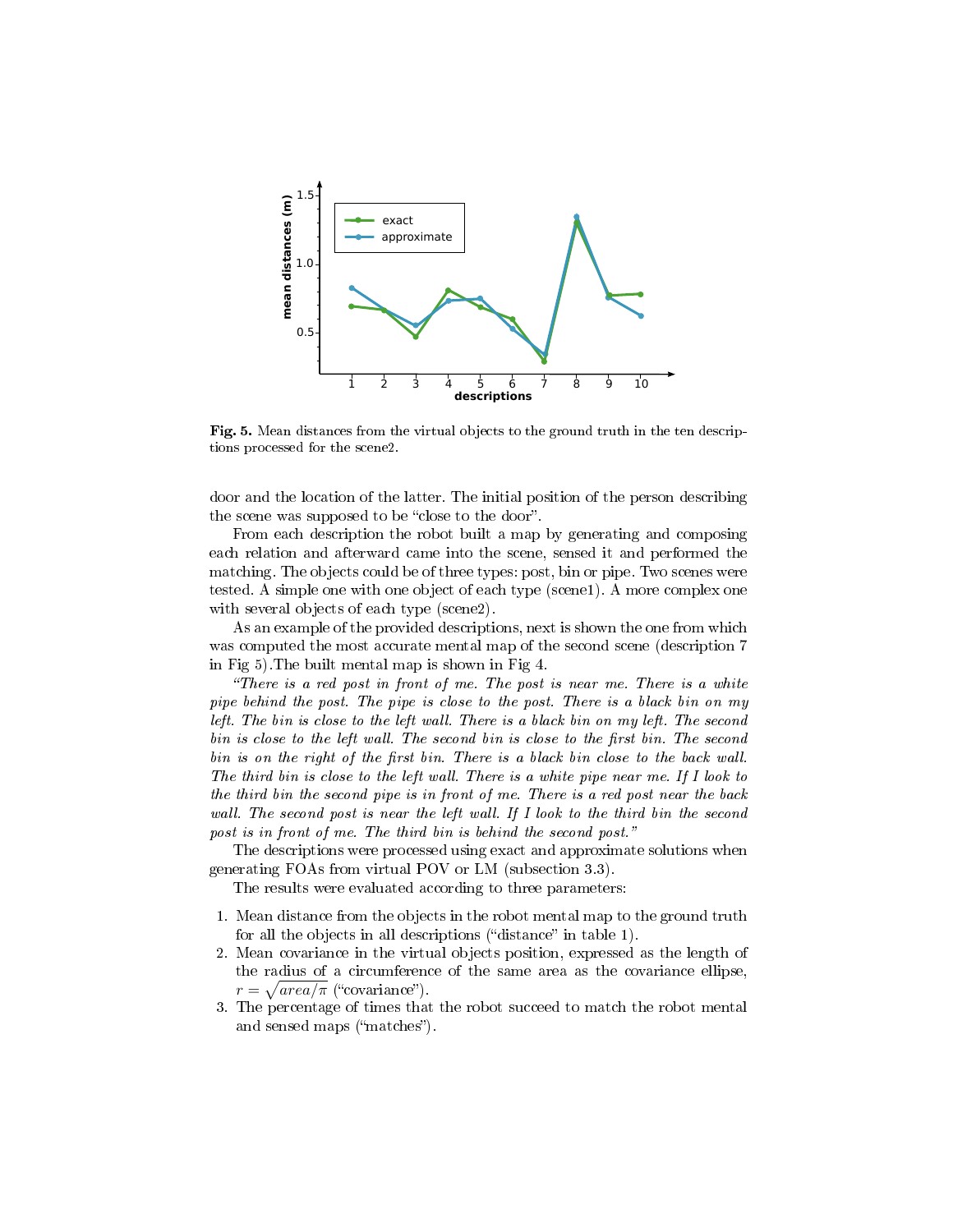Fig. 5. Mean distances from the virtual objects to the ground truth in the ten descriptions processed for the scene2.

door and the location of the latter. The initial position of the person describing the scene was supposed to be "close to the door".

From each description the robot built a map by generating and composing each relation and afterward came into the scene, sensed it and performed the matching. The objects could be of three types: post, bin or pipe. Two scenes were tested. A simple one with one object of each type (scene1). A more complex one with several objects of each type (scene2).

As an example of the provided descriptions, next is shown the one from which was computed the most accurate mental map of the second scene (description 7 in Fig 5).The built mental map is shown in Fig 4.

*"There is a red post in front of me. The post is near me. There is a white pipe behind the post. The pipe is close to the post. There is a black bin on my left. The bin is close to the left wall. There is a black bin on my left. The second bin is close to the left wall. The second bin is close to the first bin. The second bin is on the right of the first bin. There is a black bin close to the back wall. The third bin is close to the left wall. There is a white pipe near me. If I look to the third bin the second pipe is in front of me. There is a red post near the back wall. The second post is near the left wall. If I look to the third bin the second post is in front of me. The third bin is behind the second post."*

The descriptions were processed using exact and approximate solutions when generating FOAs from virtual POV or LM (subsection 3.3).

The results were evaluated according to three parameters:

1. Mean distance from the objects in the robot mental map to the ground truth for all the objects in all descriptions ("distance" in table 1).
2. Mean covariance in the virtual objects position, expressed as the length of the radius of a circumference of the same area as the covariance ellipse, $r = \sqrt{area/\pi}$ ("covariance").
3. The percentage of times that the robot succeed to match the robot mental and sensed maps ("matches").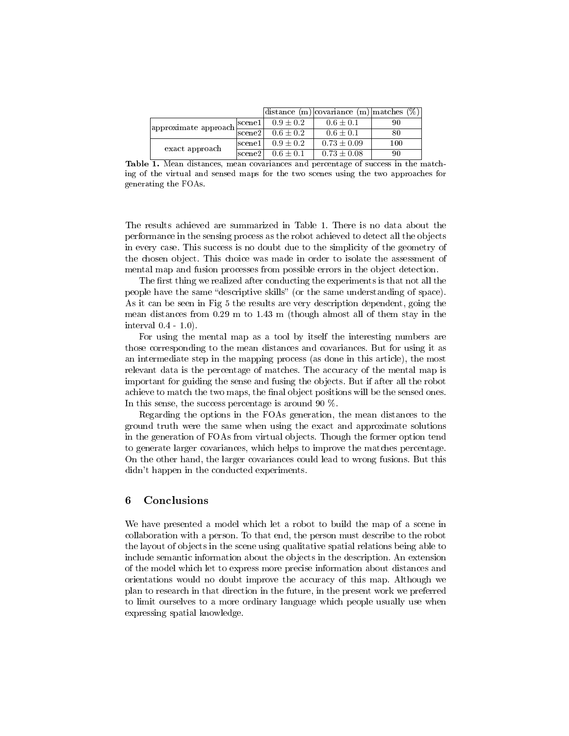| | | distance (m) | covariance (m) | matches (%) |
|---|---|---|---|---|
| approximate approach | scene1 | $0.9 \pm 0.2$ | $0.6 \pm 0.1$ | 90 |
| | scene2 | $0.6 \pm 0.2$ | $0.6 \pm 0.1$ | 80 |
| exact approach | scene1 | $0.9 \pm 0.2$ | $0.73 \pm 0.09$ | 100 |
| | scene2 | $0.6 \pm 0.1$ | $0.73 \pm 0.08$ | 90 |

**Table 1.** Mean distances, mean covariances and percentage of success in the matching of the virtual and sensed maps for the two scenes using the two approaches for generating the FOAs.

The results achieved are summarized in Table 1. There is no data about the performance in the sensing process as the robot achieved to detect all the objects in every case. This success is no doubt due to the simplicity of the geometry of the chosen object. This choice was made in order to isolate the assessment of mental map and fusion processes from possible errors in the object detection.

The first thing we realized after conducting the experiments is that not all the people have the same "descriptive skills" (or the same understanding of space). As it can be seen in Fig 5 the results are very description dependent, going the mean distances from 0.29 m to 1.43 m (though almost all of them stay in the interval 0.4 - 1.0).

For using the mental map as a tool by itself the interesting numbers are those corresponding to the mean distances and covariances. But for using it as an intermediate step in the mapping process (as done in this article), the most relevant data is the percentage of matches. The accuracy of the mental map is important for guiding the sense and fusing the objects. But if after all the robot achieve to match the two maps, the final object positions will be the sensed ones. In this sense, the success percentage is around 90 %.

Regarding the options in the FOAs generation, the mean distances to the ground truth were the same when using the exact and approximate solutions in the generation of FOAs from virtual objects. Though the former option tend to generate larger covariances, which helps to improve the matches percentage. On the other hand, the larger covariances could lead to wrong fusions. But this didn't happen in the conducted experiments.

## 6 Conclusions

We have presented a model which let a robot to build the map of a scene in collaboration with a person. To that end, the person must describe to the robot the layout of objects in the scene using qualitative spatial relations being able to include semantic information about the objects in the description. An extension of the model which let to express more precise information about distances and orientations would no doubt improve the accuracy of this map. Although we plan to research in that direction in the future, in the present work we preferred to limit ourselves to a more ordinary language which people usually use when expressing spatial knowledge.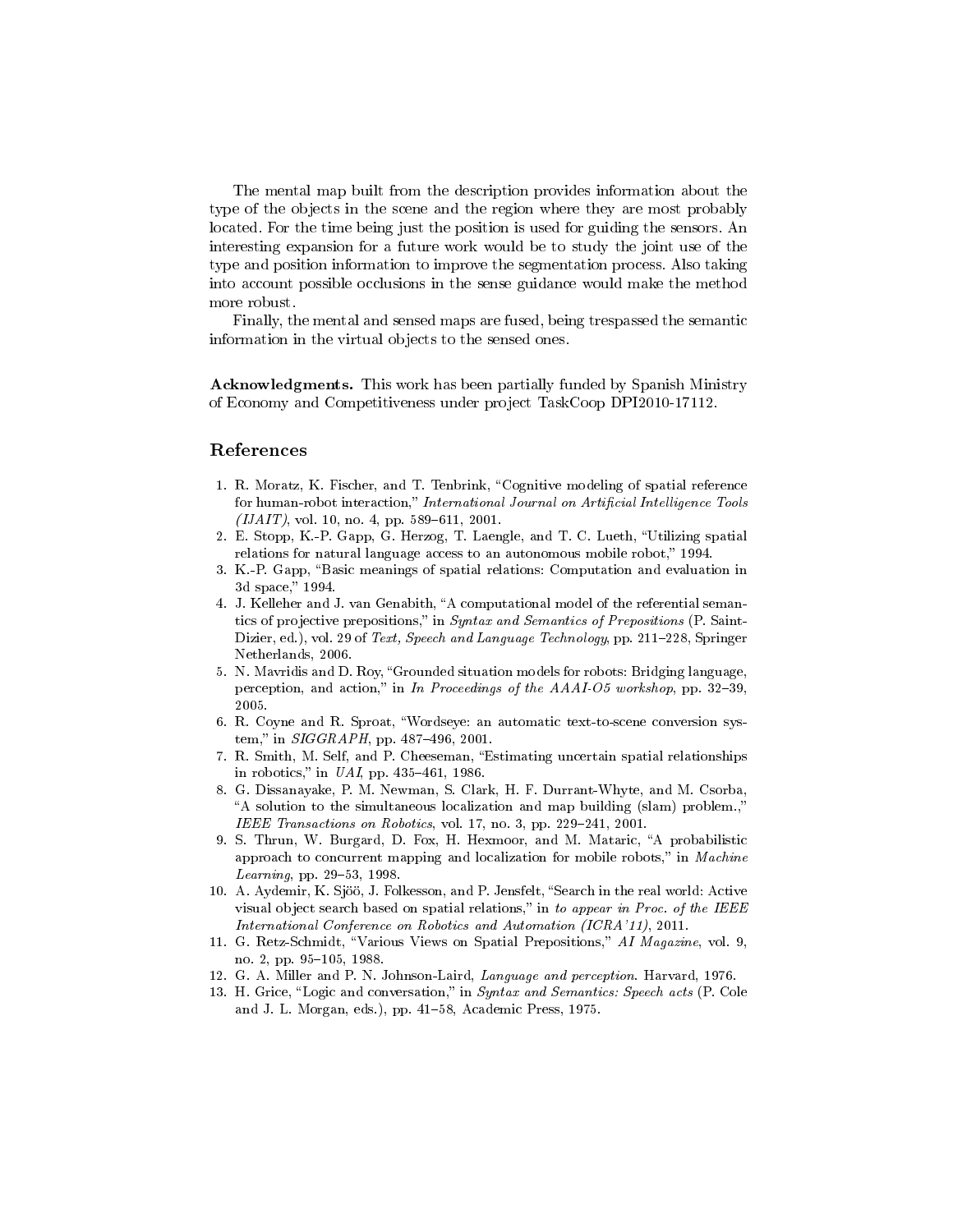The mental map built from the description provides information about the type of the objects in the scene and the region where they are most probably located. For the time being just the position is used for guiding the sensors. An interesting expansion for a future work would be to study the joint use of the type and position information to improve the segmentation process. Also taking into account possible occlusions in the sense guidance would make the method more robust.

Finally, the mental and sensed maps are fused, being trespassed the semantic information in the virtual objects to the sensed ones.

**Acknowledgments.** This work has been partially funded by Spanish Ministry of Economy and Competitiveness under project TaskCoop DPI2010-17112.

## References

1. R. Moratz, K. Fischer, and T. Tenbrink, "Cognitive modeling of spatial reference for human-robot interaction," *International Journal on Artificial Intelligence Tools (IJAIT)*, vol. 10, no. 4, pp. 589–611, 2001.
2. E. Stopp, K.-P. Gapp, G. Herzog, T. Laengle, and T. C. Lueth, "Utilizing spatial relations for natural language access to an autonomous mobile robot," 1994.
3. K.-P. Gapp, "Basic meanings of spatial relations: Computation and evaluation in 3d space," 1994.
4. J. Kelleher and J. van Genabith, "A computational model of the referential semantics of projective prepositions," in *Syntax and Semantics of Prepositions* (P. Saint-Dizier, ed.), vol. 29 of *Text, Speech and Language Technology*, pp. 211–228, Springer Netherlands, 2006.
5. N. Mavridis and D. Roy, "Grounded situation models for robots: Bridging language, perception, and action," in *In Proceedings of the AAAI-O5 workshop*, pp. 32–39, 2005.
6. R. Coyne and R. Sproat, "Wordseye: an automatic text-to-scene conversion system," in *SIGGRAPH*, pp. 487–496, 2001.
7. R. Smith, M. Self, and P. Cheeseman, "Estimating uncertain spatial relationships in robotics," in *UAI*, pp. 435–461, 1986.
8. G. Dissanayake, P. M. Newman, S. Clark, H. F. Durrant-Whyte, and M. Csorba, "A solution to the simultaneous localization and map building (slam) problem.," *IEEE Transactions on Robotics*, vol. 17, no. 3, pp. 229–241, 2001.
9. S. Thrun, W. Burgard, D. Fox, H. Hexmoor, and M. Mataric, "A probabilistic approach to concurrent mapping and localization for mobile robots," in *Machine Learning*, pp. 29–53, 1998.
10. A. Aydemir, K. Sjöö, J. Folkesson, and P. Jensfelt, "Search in the real world: Active visual object search based on spatial relations," in *to appear in Proc. of the IEEE International Conference on Robotics and Automation (ICRA'11)*, 2011.
11. G. Retz-Schmidt, "Various Views on Spatial Prepositions," *AI Magazine*, vol. 9, no. 2, pp. 95–105, 1988.
12. G. A. Miller and P. N. Johnson-Laird, *Language and perception*. Harvard, 1976.
13. H. Grice, "Logic and conversation," in *Syntax and Semantics: Speech acts* (P. Cole and J. L. Morgan, eds.), pp. 41–58, Academic Press, 1975.